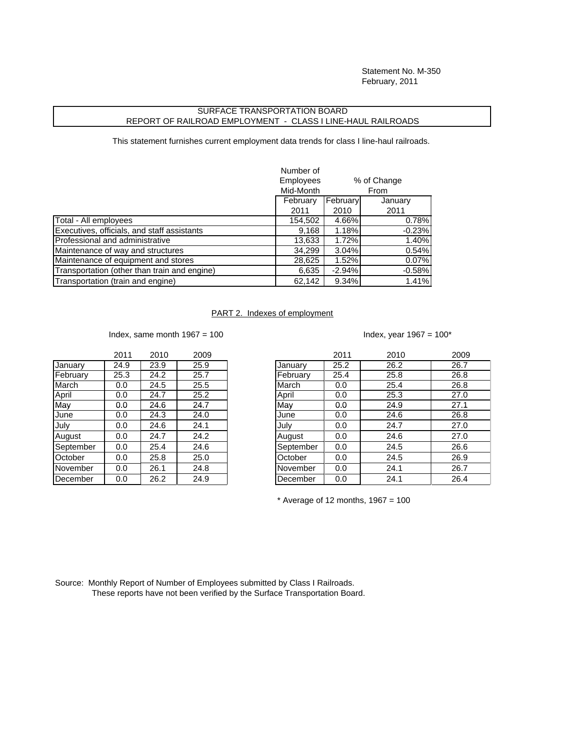Statement No. M-350
February, 2011

# SURFACE TRANSPORTATION BOARD
## REPORT OF RAILROAD EMPLOYMENT - CLASS I LINE-HAUL RAILROADS

This statement furnishes current employment data trends for class I line-haul railroads.

| | Number of Employees Mid-Month | % of Change From | |
|---|---|---|---|
| | February 2011 | February 2010 | January 2011 |
| Total - All employees | 154,502 | 4.66% | 0.78% |
| Executives, officials, and staff assistants | 9,168 | 1.18% | -0.23% |
| Professional and administrative | 13,633 | 1.72% | 1.40% |
| Maintenance of way and structures | 34,299 | 3.04% | 0.54% |
| Maintenance of equipment and stores | 28,625 | 1.52% | 0.07% |
| Transportation (other than train and engine) | 6,635 | -2.94% | -0.58% |
| Transportation (train and engine) | 62,142 | 9.34% | 1.41% |

## PART 2. Indexes of employment

Index, same month 1967 = 100

| | 2011 | 2010 | 2009 |
|---|---|---|---|
| January | 24.9 | 23.9 | 25.9 |
| February | 25.3 | 24.2 | 25.7 |
| March | 0.0 | 24.5 | 25.5 |
| April | 0.0 | 24.7 | 25.2 |
| May | 0.0 | 24.6 | 24.7 |
| June | 0.0 | 24.3 | 24.0 |
| July | 0.0 | 24.6 | 24.1 |
| August | 0.0 | 24.7 | 24.2 |
| September | 0.0 | 25.4 | 24.6 |
| October | 0.0 | 25.8 | 25.0 |
| November | 0.0 | 26.1 | 24.8 |
| December | 0.0 | 26.2 | 24.9 |

Index, year 1967 = 100*

| | 2011 | 2010 | 2009 |
|---|---|---|---|
| January | 25.2 | 26.2 | 26.7 |
| February | 25.4 | 25.8 | 26.8 |
| March | 0.0 | 25.4 | 26.8 |
| April | 0.0 | 25.3 | 27.0 |
| May | 0.0 | 24.9 | 27.1 |
| June | 0.0 | 24.6 | 26.8 |
| July | 0.0 | 24.7 | 27.0 |
| August | 0.0 | 24.6 | 27.0 |
| September | 0.0 | 24.5 | 26.6 |
| October | 0.0 | 24.5 | 26.9 |
| November | 0.0 | 24.1 | 26.7 |
| December | 0.0 | 24.1 | 26.4 |

* Average of 12 months, 1967 = 100

Source: Monthly Report of Number of Employees submitted by Class I Railroads.
These reports have not been verified by the Surface Transportation Board.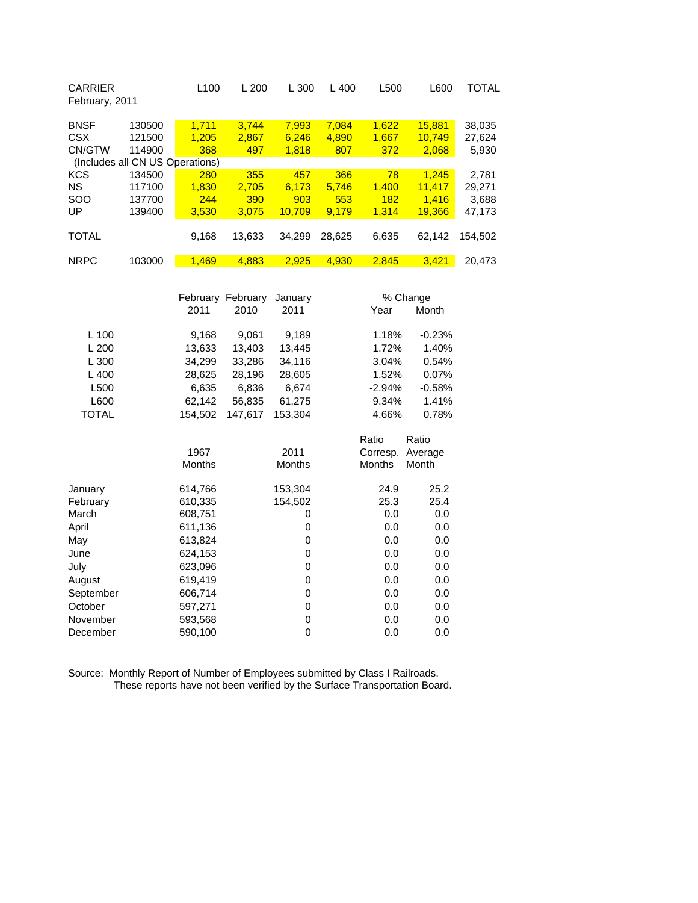| CARRIER February, 2011 | | L100 | L 200 | L 300 | L 400 | L500 | L600 | TOTAL |
|---|---|---|---|---|---|---|---|---|
| BNSF | 130500 | 1,711 | 3,744 | 7,993 | 7,084 | 1,622 | 15,881 | 38,035 |
| CSX | 121500 | 1,205 | 2,867 | 6,246 | 4,890 | 1,667 | 10,749 | 27,624 |
| CN/GTW | 114900 | 368 | 497 | 1,818 | 807 | 372 | 2,068 | 5,930 |
| (Includes all CN US Operations) | | | | | | | | |
| KCS | 134500 | 280 | 355 | 457 | 366 | 78 | 1,245 | 2,781 |
| NS | 117100 | 1,830 | 2,705 | 6,173 | 5,746 | 1,400 | 11,417 | 29,271 |
| SOO | 137700 | 244 | 390 | 903 | 553 | 182 | 1,416 | 3,688 |
| UP | 139400 | 3,530 | 3,075 | 10,709 | 9,179 | 1,314 | 19,366 | 47,173 |
| TOTAL | | 9,168 | 13,633 | 34,299 | 28,625 | 6,635 | 62,142 | 154,502 |
| NRPC | 103000 | 1,469 | 4,883 | 2,925 | 4,930 | 2,845 | 3,421 | 20,473 |

| | February 2011 | February 2010 | January 2011 | % Change Year | % Change Month |
|---|---|---|---|---|---|
| L 100 | 9,168 | 9,061 | 9,189 | 1.18% | -0.23% |
| L 200 | 13,633 | 13,403 | 13,445 | 1.72% | 1.40% |
| L 300 | 34,299 | 33,286 | 34,116 | 3.04% | 0.54% |
| L 400 | 28,625 | 28,196 | 28,605 | 1.52% | 0.07% |
| L500 | 6,635 | 6,836 | 6,674 | -2.94% | -0.58% |
| L600 | 62,142 | 56,835 | 61,275 | 9.34% | 1.41% |
| TOTAL | 154,502 | 147,617 | 153,304 | 4.66% | 0.78% |

| | 1967 Months | 2011 Months | Ratio Corresp. Months | Ratio Average Month |
|---|---|---|---|---|
| January | 614,766 | 153,304 | 24.9 | 25.2 |
| February | 610,335 | 154,502 | 25.3 | 25.4 |
| March | 608,751 | 0 | 0.0 | 0.0 |
| April | 611,136 | 0 | 0.0 | 0.0 |
| May | 613,824 | 0 | 0.0 | 0.0 |
| June | 624,153 | 0 | 0.0 | 0.0 |
| July | 623,096 | 0 | 0.0 | 0.0 |
| August | 619,419 | 0 | 0.0 | 0.0 |
| September | 606,714 | 0 | 0.0 | 0.0 |
| October | 597,271 | 0 | 0.0 | 0.0 |
| November | 593,568 | 0 | 0.0 | 0.0 |
| December | 590,100 | 0 | 0.0 | 0.0 |

Source: Monthly Report of Number of Employees submitted by Class I Railroads.
These reports have not been verified by the Surface Transportation Board.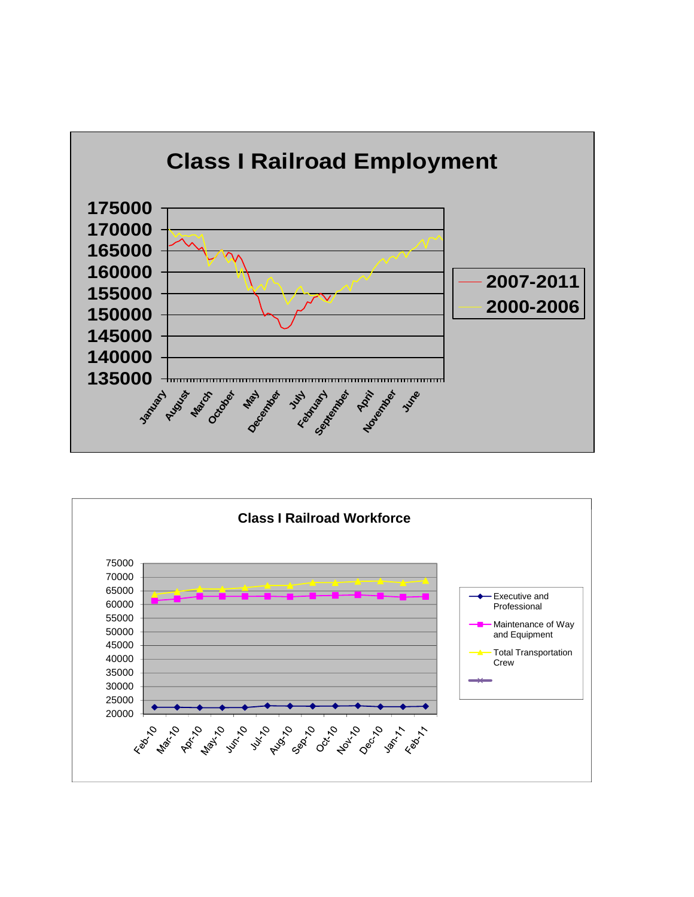Class I Railroad Employment

175000
170000
165000
160000
155000
150000
145000
140000
135000

January
August
March
October
May
December
July
February
September
April
November
June

2007-2011
2000-2006

Class I Railroad Workforce

75000
70000
65000
60000
55000
50000
45000
40000
35000
30000
25000
20000

Feb-10
Mar-10
Apr-10
May-10
Jun-10
Jul-10
Aug-10
Sep-10
Oct-10
Nov-10
Dec-10
Jan-11
Feb-11

Executive and Professional
Maintenance of Way and Equipment
Total Transportation Crew